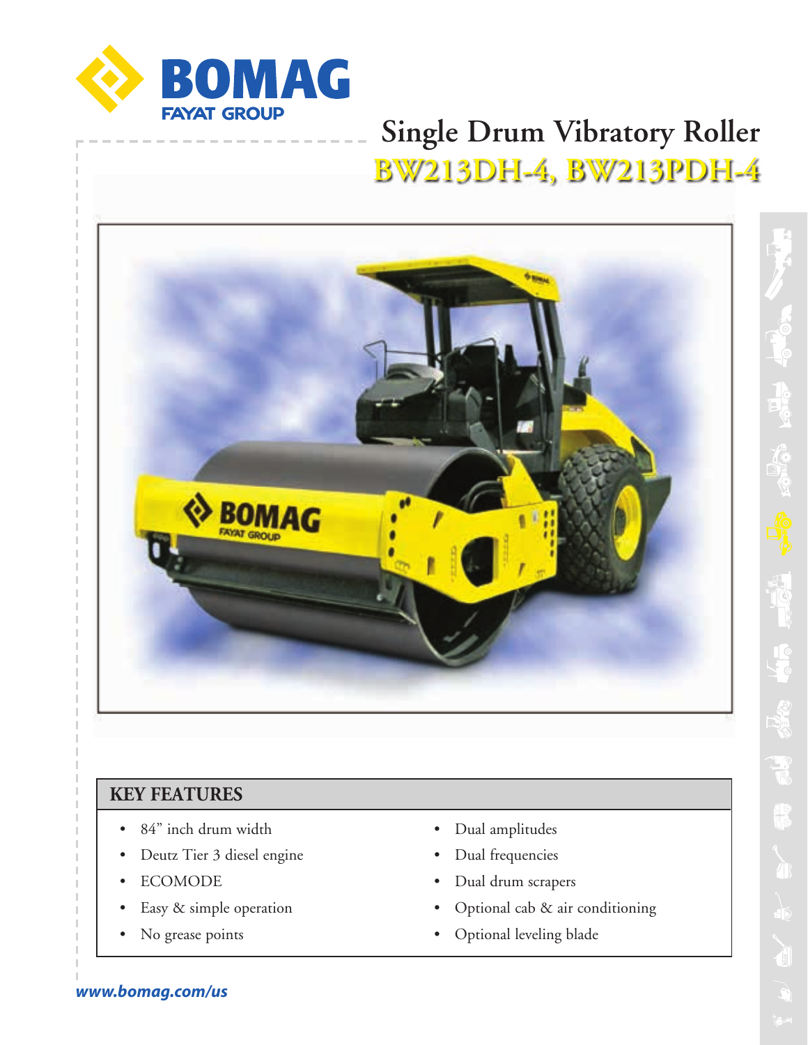BOMAG
FAYAT GROUP

# Single Drum Vibratory Roller

## BW213DH-4, BW213PDH-4

## KEY FEATURES

- 84” inch drum width
- Deutz Tier 3 diesel engine
- ECOMODE
- Easy & simple operation
- No grease points
- Dual amplitudes
- Dual frequencies
- Dual drum scrapers
- Optional cab & air conditioning
- Optional leveling blade

*www.bomag.com/us*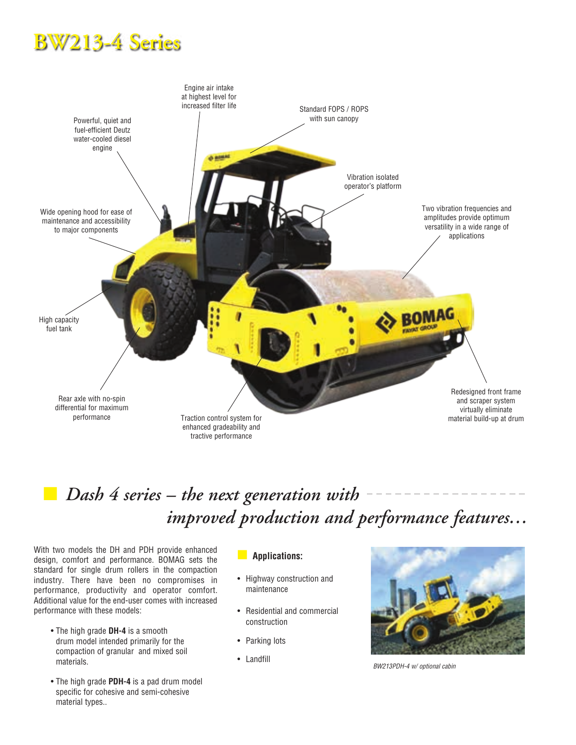# BW213-4 Series

Engine air intake at highest level for increased filter life

Standard FOPS / ROPS with sun canopy

Powerful, quiet and fuel-efficient Deutz water-cooled diesel engine

Vibration isolated operator's platform

Wide opening hood for ease of maintenance and accessibility to major components

Two vibration frequencies and amplitudes provide optimum versatility in a wide range of applications

High capacity fuel tank

Rear axle with no-spin differential for maximum performance

Traction control system for enhanced gradeability and tractive performance

Redesigned front frame and scraper system virtually eliminate material build-up at drum

## *Dash 4 series – the next generation with improved production and performance features…*

With two models the DH and PDH provide enhanced design, comfort and performance. BOMAG sets the standard for single drum rollers in the compaction industry. There have been no compromises in performance, productivity and operator comfort. Additional value for the end-user comes with increased performance with these models:

- The high grade **DH-4** is a smooth drum model intended primarily for the compaction of granular and mixed soil materials.
- The high grade **PDH-4** is a pad drum model specific for cohesive and semi-cohesive material types..

### Applications:

- Highway construction and maintenance
- Residential and commercial construction
- Parking lots
- Landfill

*BW213PDH-4 w/ optional cabin*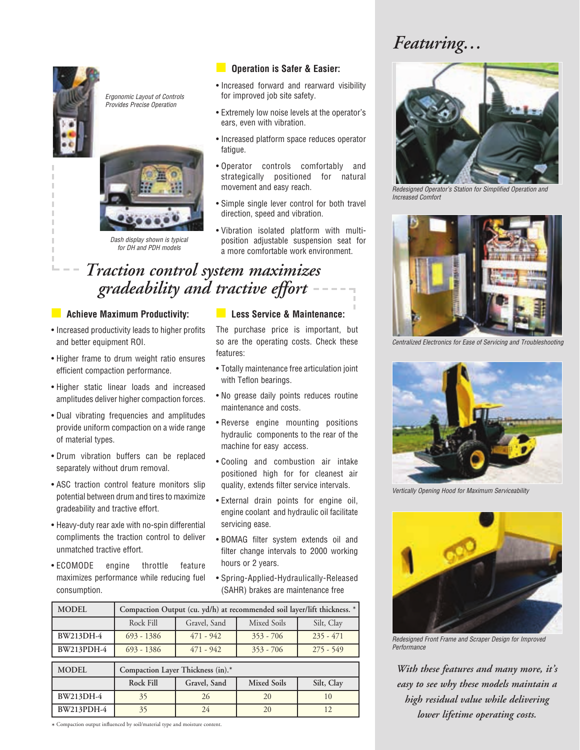Ergonomic Layout of Controls Provides Precise Operation

Dash display shown is typical for DH and PDH models

### Operation is Safer & Easier:

- Increased forward and rearward visibility for improved job site safety.
- Extremely low noise levels at the operator's ears, even with vibration.
- Increased platform space reduces operator fatigue.
- Operator controls comfortably and strategically positioned for natural movement and easy reach.
- Simple single lever control for both travel direction, speed and vibration.
- Vibration isolated platform with multi-position adjustable suspension seat for a more comfortable work environment.

## *Traction control system maximizes gradeability and tractive effort*

### Achieve Maximum Productivity:

- Increased productivity leads to higher profits and better equipment ROI.
- Higher frame to drum weight ratio ensures efficient compaction performance.
- Higher static linear loads and increased amplitudes deliver higher compaction forces.
- Dual vibrating frequencies and amplitudes provide uniform compaction on a wide range of material types.
- Drum vibration buffers can be replaced separately without drum removal.
- ASC traction control feature monitors slip potential between drum and tires to maximize gradeability and tractive effort.
- Heavy-duty rear axle with no-spin differential compliments the traction control to deliver unmatched tractive effort.
- ECOMODE engine throttle feature maximizes performance while reducing fuel consumption.

### Less Service & Maintenance:

The purchase price is important, but so are the operating costs. Check these features:

- Totally maintenance free articulation joint with Teflon bearings.
- No grease daily points reduces routine maintenance and costs.
- Reverse engine mounting positions hydraulic components to the rear of the machine for easy access.
- Cooling and combustion air intake positioned high for for cleanest air quality, extends filter service intervals.
- External drain points for engine oil, engine coolant and hydraulic oil facilitate servicing ease.
- BOMAG filter system extends oil and filter change intervals to 2000 working hours or 2 years.
- Spring-Applied-Hydraulically-Released (SAHR) brakes are maintenance free

| MODEL | Compaction Output (cu. yd/h) at recommended soil layer/lift thickness. * | | | |
|---|---|---|---|---|
| | Rock Fill | Gravel, Sand | Mixed Soils | Silt, Clay |
| BW213DH-4 | 693 - 1386 | 471 - 942 | 353 - 706 | 235 - 471 |
| BW213PDH-4 | 693 - 1386 | 471 - 942 | 353 - 706 | 275 - 549 |

| MODEL | Compaction Layer Thickness (in).* | | | |
|---|---|---|---|---|
| | Rock Fill | Gravel, Sand | Mixed Soils | Silt, Clay |
| BW213DH-4 | 35 | 26 | 20 | 10 |
| BW213PDH-4 | 35 | 24 | 20 | 12 |

* Compaction output influenced by soil/material type and moisture content.

# *Featuring…*

Redesigned Operator's Station for Simplified Operation and Increased Comfort

Centralized Electronics for Ease of Servicing and Troubleshooting

Vertically Opening Hood for Maximum Serviceability

Redesigned Front Frame and Scraper Design for Improved Performance

*With these features and many more, it's easy to see why these models maintain a high residual value while delivering lower lifetime operating costs.*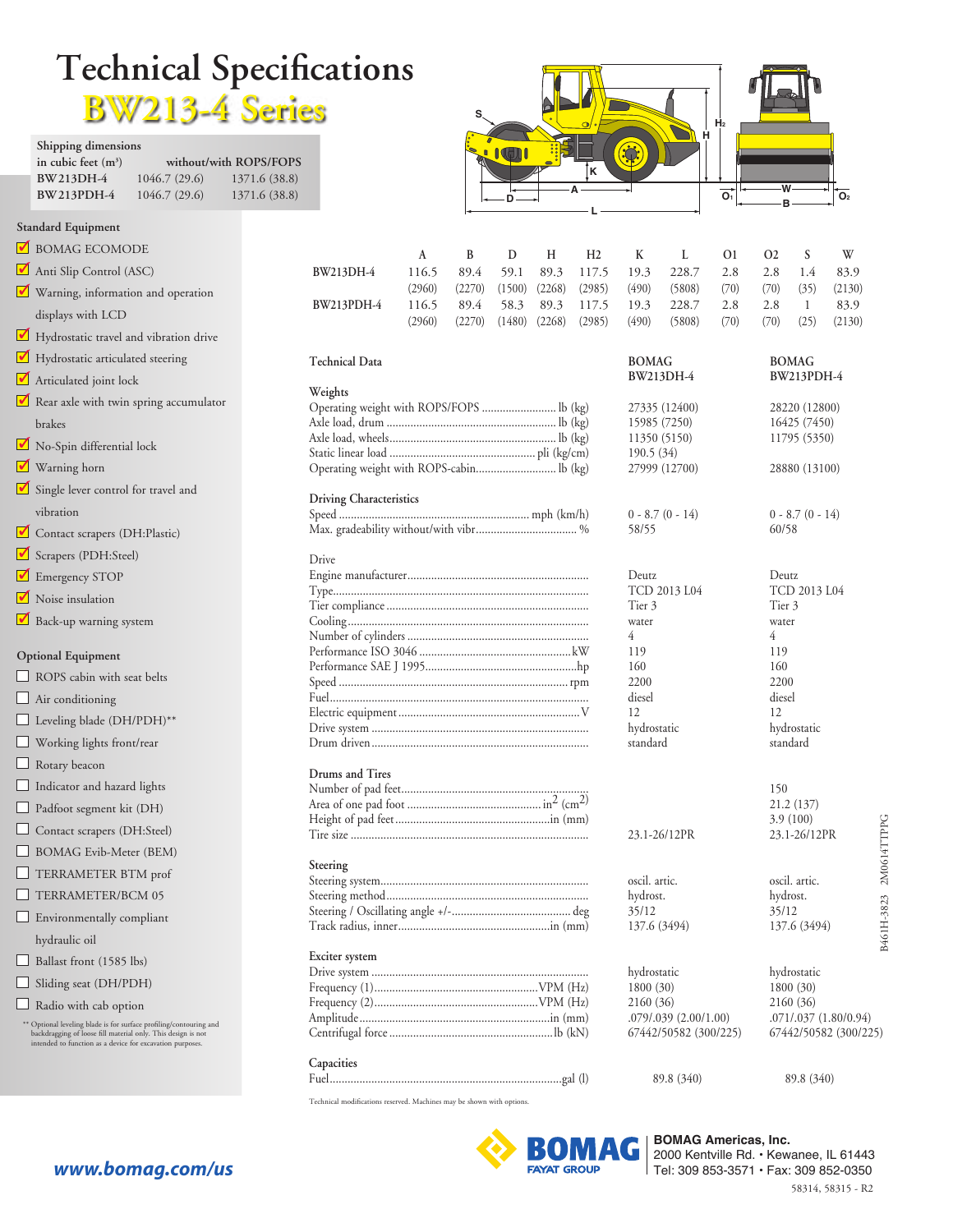# Technical Specifications

## BW213-4 Series

| Shipping dimensions in cubic feet (m³) | without/with ROPS/FOPS | |
|---|---|---|
| BW213DH-4 | 1046.7 (29.6) | 1371.6 (38.8) |
| BW213PDH-4 | 1046.7 (29.6) | 1371.6 (38.8) |

S
H
H2
K
A
D
L
O1
W
B
O2

| | A | B | D | H | H2 | K | L | O1 | O2 | S | W |
|---|---|---|---|---|---|---|---|---|---|---|---|
| BW213DH-4 | 116.5 (2960) | 89.4 (2270) | 59.1 (1500) | 89.3 (2268) | 117.5 (2985) | 19.3 (490) | 228.7 (5808) | 2.8 (70) | 2.8 (70) | 1.4 (35) | 83.9 (2130) |
| BW213PDH-4 | 116.5 (2960) | 89.4 (2270) | 58.3 (1480) | 89.3 (2268) | 117.5 (2985) | 19.3 (490) | 228.7 (5808) | 2.8 (70) | 2.8 (70) | 1 (25) | 83.9 (2130) |

### Standard Equipment

- ☑ BOMAG ECOMODE
- ☑ Anti Slip Control (ASC)
- ☑ Warning, information and operation displays with LCD
- ☑ Hydrostatic travel and vibration drive
- ☑ Hydrostatic articulated steering
- ☑ Articulated joint lock
- ☑ Rear axle with twin spring accumulator brakes
- ☑ No-Spin differential lock
- ☑ Warning horn
- ☑ Single lever control for travel and vibration
- ☑ Contact scrapers (DH:Plastic)
- ☑ Scrapers (PDH:Steel)
- ☑ Emergency STOP
- ☑ Noise insulation
- ☑ Back-up warning system

### Optional Equipment

- ☐ ROPS cabin with seat belts
- ☐ Air conditioning
- ☐ Leveling blade (DH/PDH)**
- ☐ Working lights front/rear
- ☐ Rotary beacon
- ☐ Indicator and hazard lights
- ☐ Padfoot segment kit (DH)
- ☐ Contact scrapers (DH:Steel)
- ☐ BOMAG Evib-Meter (BEM)
- ☐ TERRAMETER BTM prof
- ☐ TERRAMETER/BCM 05
- ☐ Environmentally compliant hydraulic oil
- ☐ Ballast front (1585 lbs)
- ☐ Sliding seat (DH/PDH)
- ☐ Radio with cab option

** Optional leveling blade is for surface profiling/contouring and backdragging of loose fill material only. This design is not intended to function as a device for excavation purposes.

| Technical Data | BOMAG BW213DH-4 | BOMAG BW213PDH-4 |
|---|---|---|
| **Weights** | | |
| Operating weight with ROPS/FOPS ... lb (kg) | 27335 (12400) | 28220 (12800) |
| Axle load, drum ... lb (kg) | 15985 (7250) | 16425 (7450) |
| Axle load, wheels ... lb (kg) | 11350 (5150) | 11795 (5350) |
| Static linear load ... pli (kg/cm) | 190.5 (34) | |
| Operating weight with ROPS-cabin ... lb (kg) | 27999 (12700) | 28880 (13100) |
| **Driving Characteristics** | | |
| Speed ... mph (km/h) | 0 - 8.7 (0 - 14) | 0 - 8.7 (0 - 14) |
| Max. gradeability without/with vibr. ... % | 58/55 | 60/58 |
| **Drive** | | |
| Engine manufacturer | Deutz | Deutz |
| Type | TCD 2013 L04 | TCD 2013 L04 |
| Tier compliance | Tier 3 | Tier 3 |
| Cooling | water | water |
| Number of cylinders | 4 | 4 |
| Performance ISO 3046 ... kW | 119 | 119 |
| Performance SAE J 1995 ... hp | 160 | 160 |
| Speed ... rpm | 2200 | 2200 |
| Fuel | diesel | diesel |
| Electric equipment ... V | 12 | 12 |
| Drive system | hydrostatic | hydrostatic |
| Drum driven | standard | standard |
| **Drums and Tires** | | |
| Number of pad feet | | 150 |
| Area of one pad foot ... in² (cm²) | | 21.2 (137) |
| Height of pad feet ... in (mm) | | 3.9 (100) |
| Tire size | 23.1-26/12PR | 23.1-26/12PR |
| **Steering** | | |
| Steering system | oscil. artic. | oscil. artic. |
| Steering method | hydrost. | hydrost. |
| Steering / Oscillating angle +/- ... deg | 35/12 | 35/12 |
| Track radius, inner ... in (mm) | 137.6 (3494) | 137.6 (3494) |
| **Exciter system** | | |
| Drive system | hydrostatic | hydrostatic |
| Frequency (1) ... VPM (Hz) | 1800 (30) | 1800 (30) |
| Frequency (2) ... VPM (Hz) | 2160 (36) | 2160 (36) |
| Amplitude ... in (mm) | .079/.039 (2.00/1.00) | .071/.037 (1.80/0.94) |
| Centrifugal force ... lb (kN) | 67442/50582 (300/225) | 67442/50582 (300/225) |
| **Capacities** | | |
| Fuel ... gal (l) | 89.8 (340) | 89.8 (340) |

Technical modifications reserved. Machines may be shown with options.

B461H-3823 2M0614TTPPG

www.bomag.com/us

BOMAG FAYAT GROUP

**BOMAG Americas, Inc.**
2000 Kentville Rd. • Kewanee, IL 61443
Tel: 309 853-3571 • Fax: 309 852-0350

58314, 58315 - R2